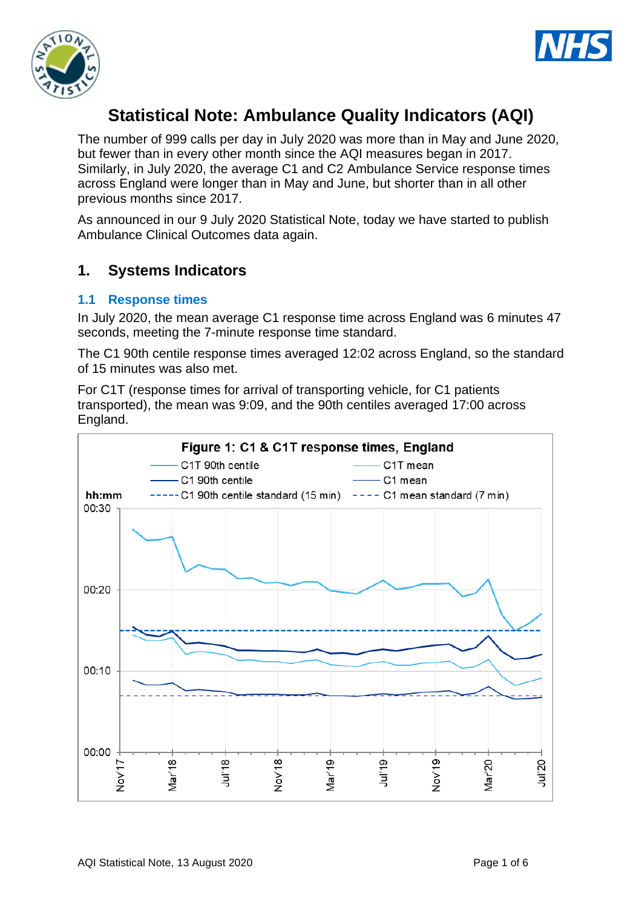# Statistical Note: Ambulance Quality Indicators (AQI)

The number of 999 calls per day in July 2020 was more than in May and June 2020, but fewer than in every other month since the AQI measures began in 2017. Similarly, in July 2020, the average C1 and C2 Ambulance Service response times across England were longer than in May and June, but shorter than in all other previous months since 2017.

As announced in our 9 July 2020 Statistical Note, today we have started to publish Ambulance Clinical Outcomes data again.

## 1. Systems Indicators

### 1.1 Response times

In July 2020, the mean average C1 response time across England was 6 minutes 47 seconds, meeting the 7-minute response time standard.

The C1 90th centile response times averaged 12:02 across England, so the standard of 15 minutes was also met.

For C1T (response times for arrival of transporting vehicle, for C1 patients transported), the mean was 9:09, and the 90th centiles averaged 17:00 across England.

**Figure 1: C1 & C1T response times, England**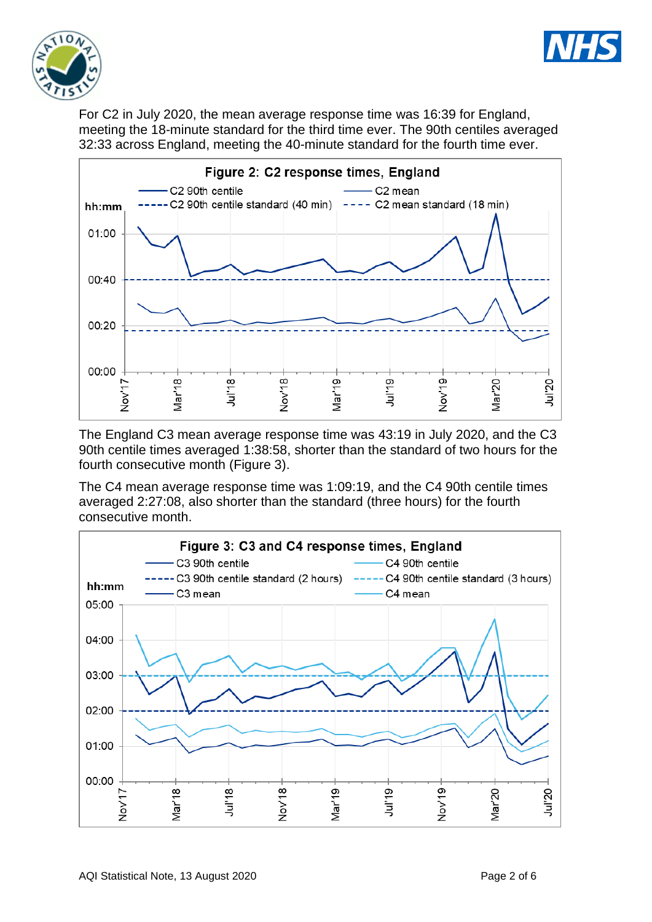For C2 in July 2020, the mean average response time was 16:39 for England, meeting the 18-minute standard for the third time ever. The 90th centiles averaged 32:33 across England, meeting the 40-minute standard for the fourth time ever.

**Figure 2: C2 response times, England**

The England C3 mean average response time was 43:19 in July 2020, and the C3 90th centile times averaged 1:38:58, shorter than the standard of two hours for the fourth consecutive month (Figure 3).

The C4 mean average response time was 1:09:19, and the C4 90th centile times averaged 2:27:08, also shorter than the standard (three hours) for the fourth consecutive month.

**Figure 3: C3 and C4 response times, England**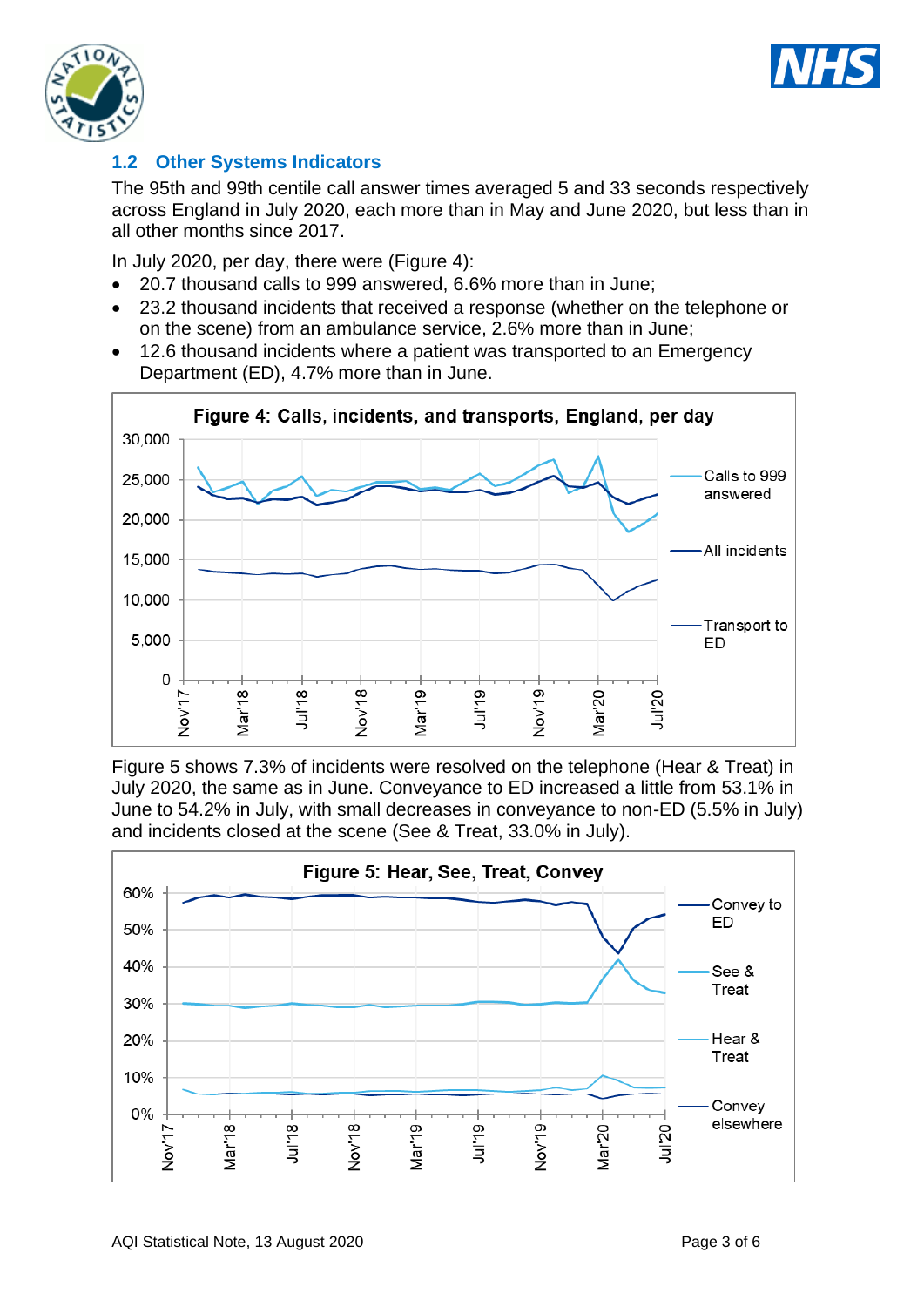## 1.2 Other Systems Indicators

The 95th and 99th centile call answer times averaged 5 and 33 seconds respectively across England in July 2020, each more than in May and June 2020, but less than in all other months since 2017.

In July 2020, per day, there were (Figure 4):

- 20.7 thousand calls to 999 answered, 6.6% more than in June;
- 23.2 thousand incidents that received a response (whether on the telephone or on the scene) from an ambulance service, 2.6% more than in June;
- 12.6 thousand incidents where a patient was transported to an Emergency Department (ED), 4.7% more than in June.

**Figure 4: Calls, incidents, and transports, England, per day**

Figure 5 shows 7.3% of incidents were resolved on the telephone (Hear & Treat) in July 2020, the same as in June. Conveyance to ED increased a little from 53.1% in June to 54.2% in July, with small decreases in conveyance to non-ED (5.5% in July) and incidents closed at the scene (See & Treat, 33.0% in July).

**Figure 5: Hear, See, Treat, Convey**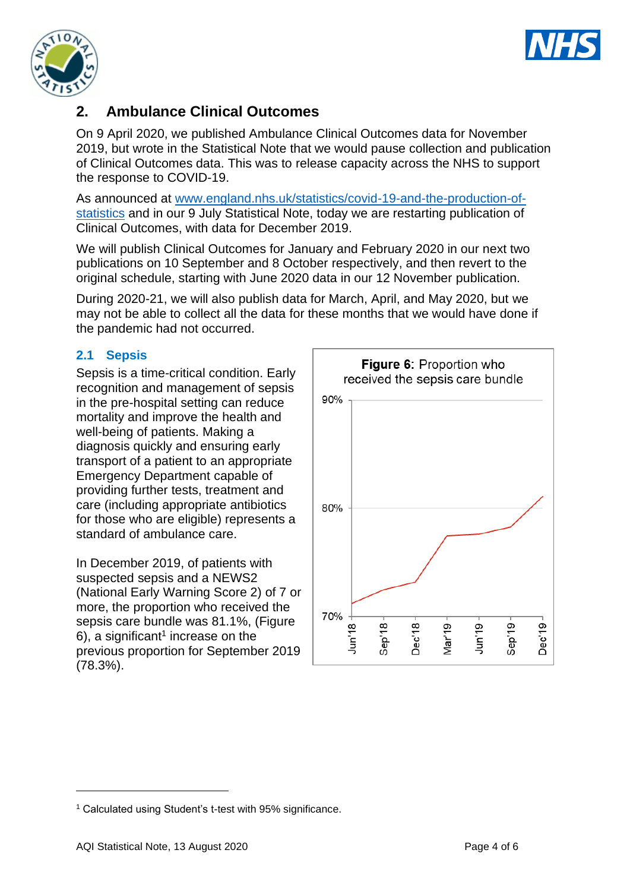## 2. Ambulance Clinical Outcomes

On 9 April 2020, we published Ambulance Clinical Outcomes data for November 2019, but wrote in the Statistical Note that we would pause collection and publication of Clinical Outcomes data. This was to release capacity across the NHS to support the response to COVID-19.

As announced at www.england.nhs.uk/statistics/covid-19-and-the-production-of-statistics and in our 9 July Statistical Note, today we are restarting publication of Clinical Outcomes, with data for December 2019.

We will publish Clinical Outcomes for January and February 2020 in our next two publications on 10 September and 8 October respectively, and then revert to the original schedule, starting with June 2020 data in our 12 November publication.

During 2020-21, we will also publish data for March, April, and May 2020, but we may not be able to collect all the data for these months that we would have done if the pandemic had not occurred.

### 2.1 Sepsis

Sepsis is a time-critical condition. Early recognition and management of sepsis in the pre-hospital setting can reduce mortality and improve the health and well-being of patients. Making a diagnosis quickly and ensuring early transport of a patient to an appropriate Emergency Department capable of providing further tests, treatment and care (including appropriate antibiotics for those who are eligible) represents a standard of ambulance care.

In December 2019, of patients with suspected sepsis and a NEWS2 (National Early Warning Score 2) of 7 or more, the proportion who received the sepsis care bundle was 81.1%, (Figure 6), a significant[1] increase on the previous proportion for September 2019 (78.3%).

**Figure 6:** Proportion who received the sepsis care bundle

[1] Calculated using Student's t-test with 95% significance.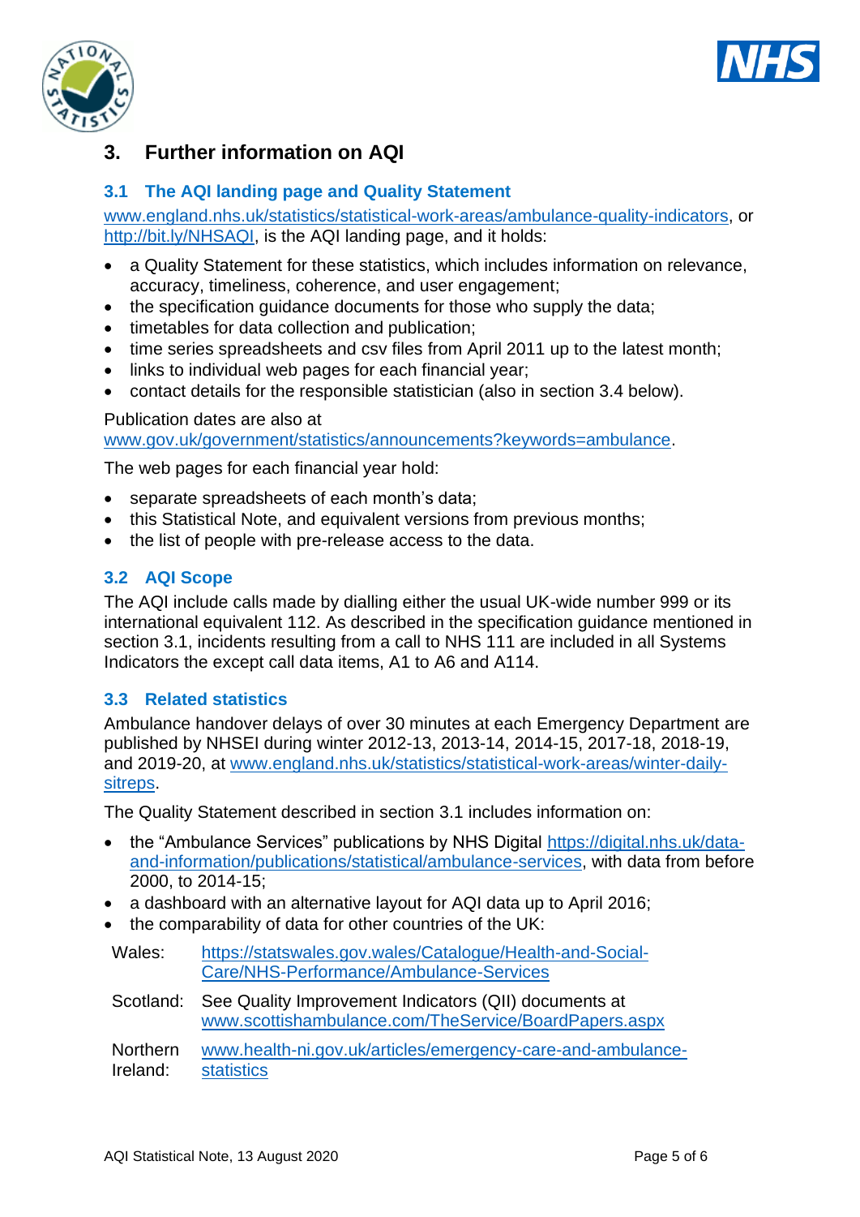## 3. Further information on AQI

### 3.1 The AQI landing page and Quality Statement

www.england.nhs.uk/statistics/statistical-work-areas/ambulance-quality-indicators, or http://bit.ly/NHSAQI, is the AQI landing page, and it holds:

- a Quality Statement for these statistics, which includes information on relevance, accuracy, timeliness, coherence, and user engagement;
- the specification guidance documents for those who supply the data;
- timetables for data collection and publication;
- time series spreadsheets and csv files from April 2011 up to the latest month;
- links to individual web pages for each financial year;
- contact details for the responsible statistician (also in section 3.4 below).

Publication dates are also at www.gov.uk/government/statistics/announcements?keywords=ambulance.

The web pages for each financial year hold:

- separate spreadsheets of each month's data;
- this Statistical Note, and equivalent versions from previous months;
- the list of people with pre-release access to the data.

### 3.2 AQI Scope

The AQI include calls made by dialling either the usual UK-wide number 999 or its international equivalent 112. As described in the specification guidance mentioned in section 3.1, incidents resulting from a call to NHS 111 are included in all Systems Indicators the except call data items, A1 to A6 and A114.

### 3.3 Related statistics

Ambulance handover delays of over 30 minutes at each Emergency Department are published by NHSEI during winter 2012-13, 2013-14, 2014-15, 2017-18, 2018-19, and 2019-20, at www.england.nhs.uk/statistics/statistical-work-areas/winter-daily-sitreps.

The Quality Statement described in section 3.1 includes information on:

- the "Ambulance Services" publications by NHS Digital https://digital.nhs.uk/data-and-information/publications/statistical/ambulance-services, with data from before 2000, to 2014-15;
- a dashboard with an alternative layout for AQI data up to April 2016;
- the comparability of data for other countries of the UK:

| | |
|---|---|
| Wales: | https://statswales.gov.wales/Catalogue/Health-and-Social-Care/NHS-Performance/Ambulance-Services |
| Scotland: | See Quality Improvement Indicators (QII) documents at www.scottishambulance.com/TheService/BoardPapers.aspx |
| Northern Ireland: | www.health-ni.gov.uk/articles/emergency-care-and-ambulance-statistics |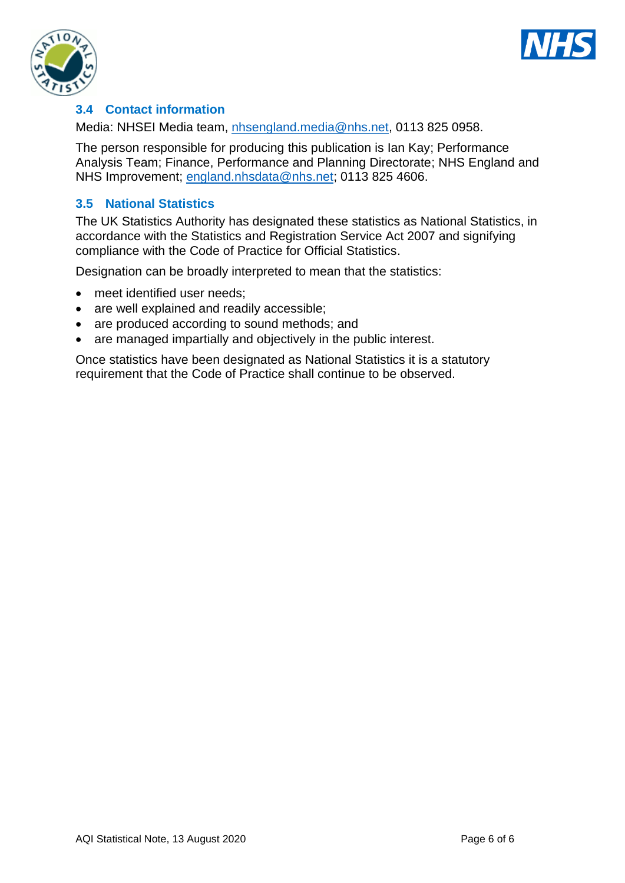### 3.4 Contact information

Media: NHSEI Media team, nhsengland.media@nhs.net, 0113 825 0958.

The person responsible for producing this publication is Ian Kay; Performance Analysis Team; Finance, Performance and Planning Directorate; NHS England and NHS Improvement; england.nhsdata@nhs.net; 0113 825 4606.

### 3.5 National Statistics

The UK Statistics Authority has designated these statistics as National Statistics, in accordance with the Statistics and Registration Service Act 2007 and signifying compliance with the Code of Practice for Official Statistics.

Designation can be broadly interpreted to mean that the statistics:

- meet identified user needs;
- are well explained and readily accessible;
- are produced according to sound methods; and
- are managed impartially and objectively in the public interest.

Once statistics have been designated as National Statistics it is a statutory requirement that the Code of Practice shall continue to be observed.